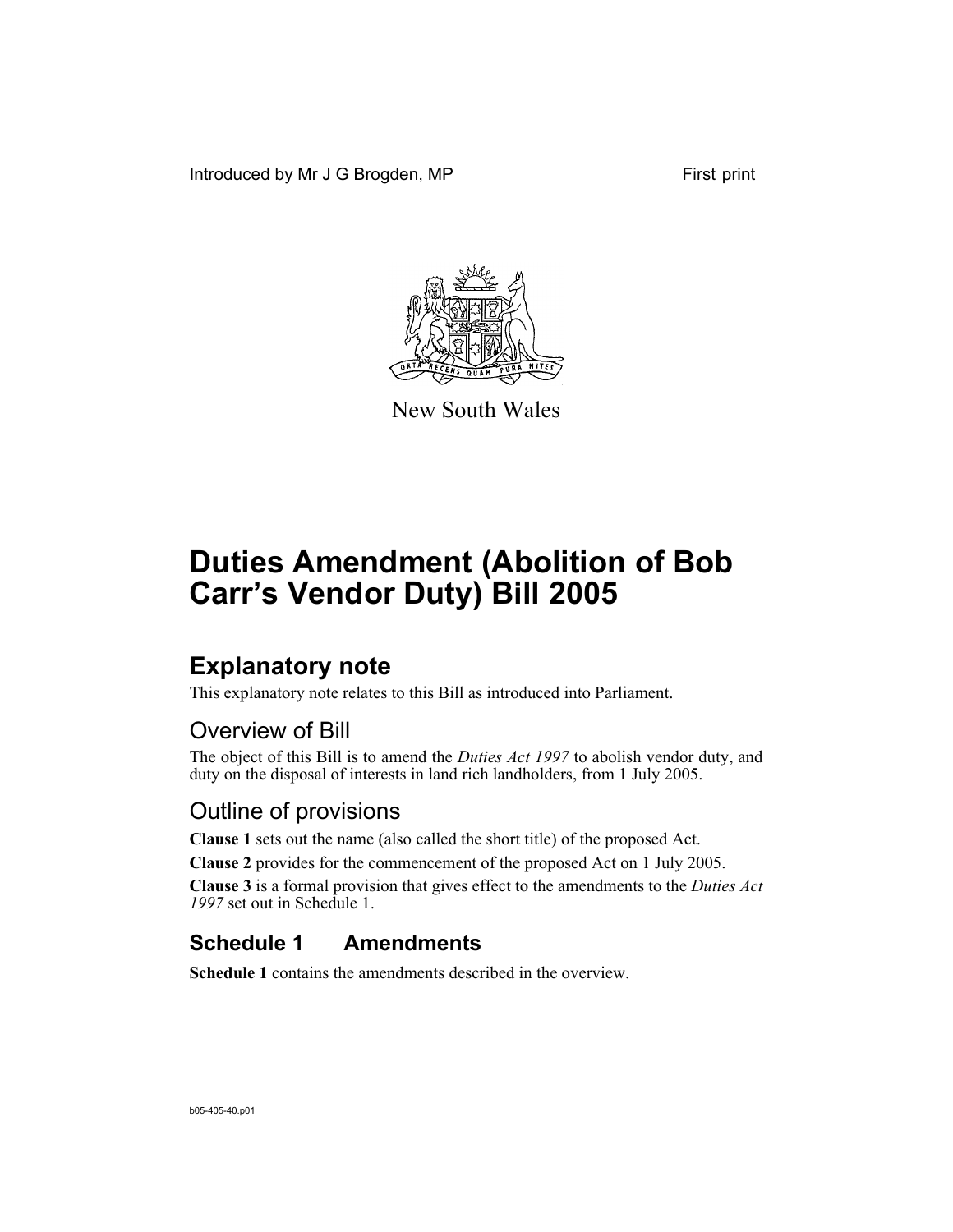Introduced by Mr J G Brogden, MP First print

New South Wales

# Duties Amendment (Abolition of Bob Carr's Vendor Duty) Bill 2005

## Explanatory note

This explanatory note relates to this Bill as introduced into Parliament.

### Overview of Bill

The object of this Bill is to amend the *Duties Act 1997* to abolish vendor duty, and duty on the disposal of interests in land rich landholders, from 1 July 2005.

### Outline of provisions

**Clause 1** sets out the name (also called the short title) of the proposed Act.

**Clause 2** provides for the commencement of the proposed Act on 1 July 2005.

**Clause 3** is a formal provision that gives effect to the amendments to the *Duties Act 1997* set out in Schedule 1.

## Schedule 1 Amendments

**Schedule 1** contains the amendments described in the overview.

b05-405-40.p01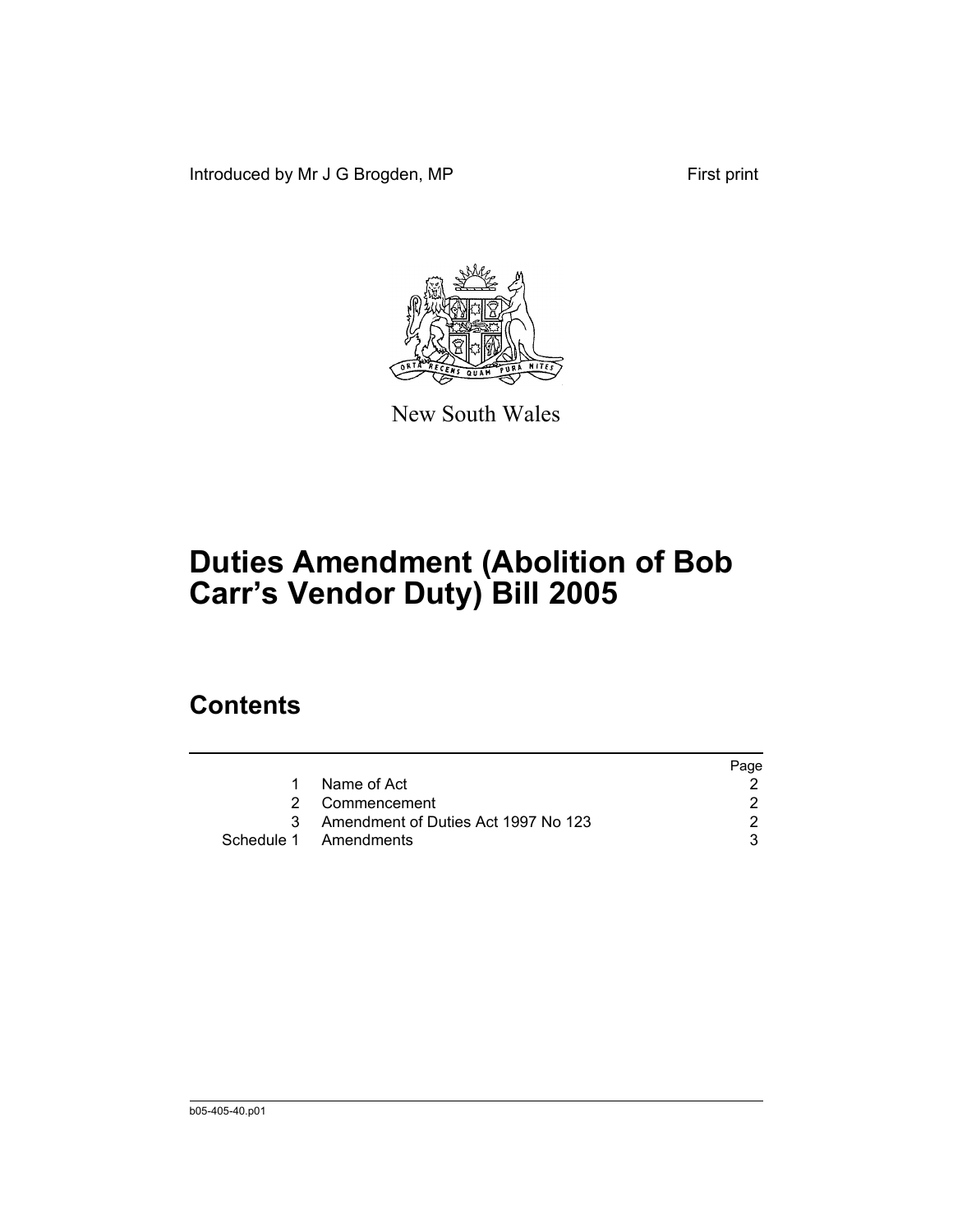Introduced by Mr J G Brogden, MP First print

New South Wales

# Duties Amendment (Abolition of Bob Carr's Vendor Duty) Bill 2005

## Contents

| | | Page |
|---|---|---|
| 1 | Name of Act | 2 |
| 2 | Commencement | 2 |
| 3 | Amendment of Duties Act 1997 No 123 | 2 |
| Schedule 1 | Amendments | 3 |

b05-405-40.p01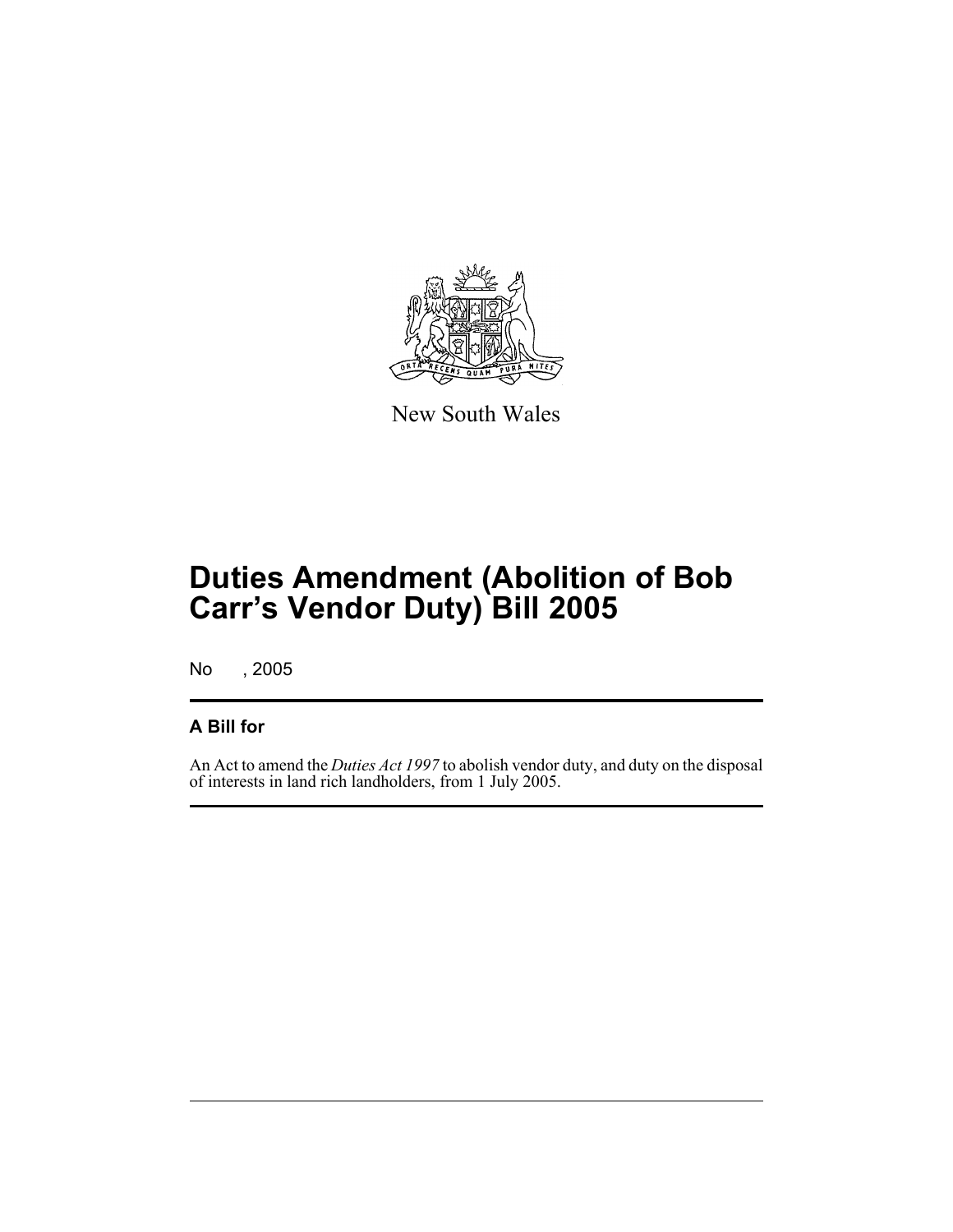New South Wales

# Duties Amendment (Abolition of Bob Carr's Vendor Duty) Bill 2005

No , 2005

## A Bill for

An Act to amend the *Duties Act 1997* to abolish vendor duty, and duty on the disposal of interests in land rich landholders, from 1 July 2005.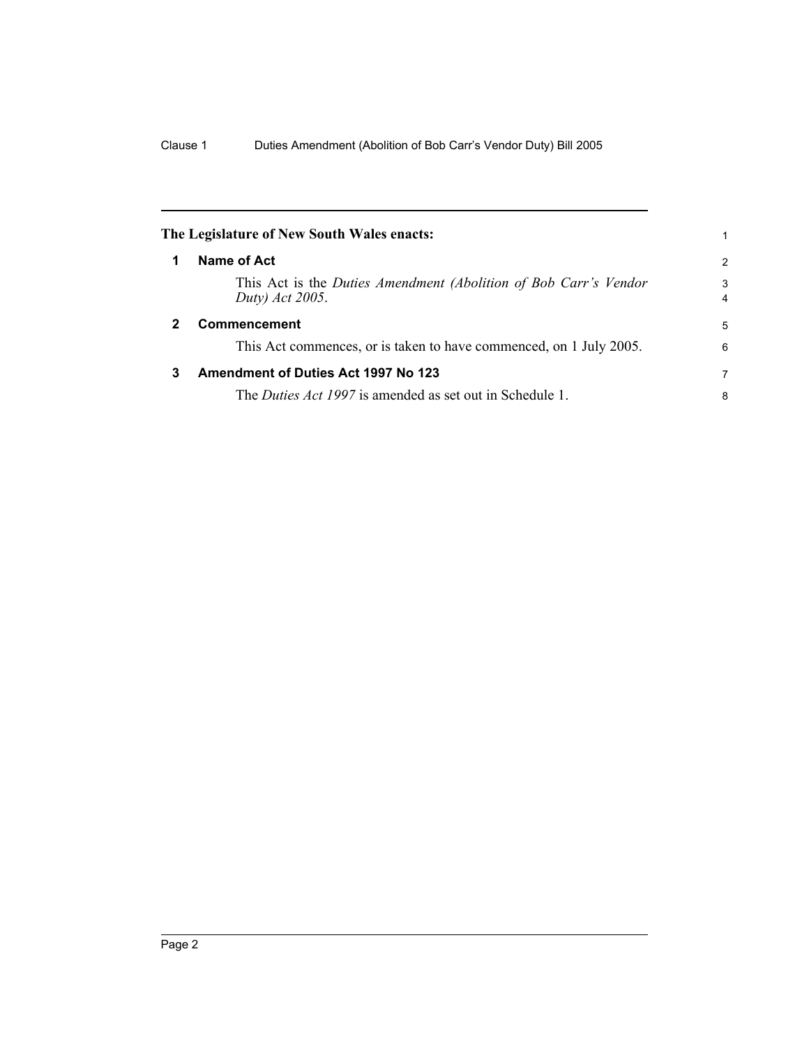**The Legislature of New South Wales enacts:**

## 1 Name of Act

This Act is the *Duties Amendment (Abolition of Bob Carr's Vendor Duty) Act 2005*.

## 2 Commencement

This Act commences, or is taken to have commenced, on 1 July 2005.

## 3 Amendment of Duties Act 1997 No 123

The *Duties Act 1997* is amended as set out in Schedule 1.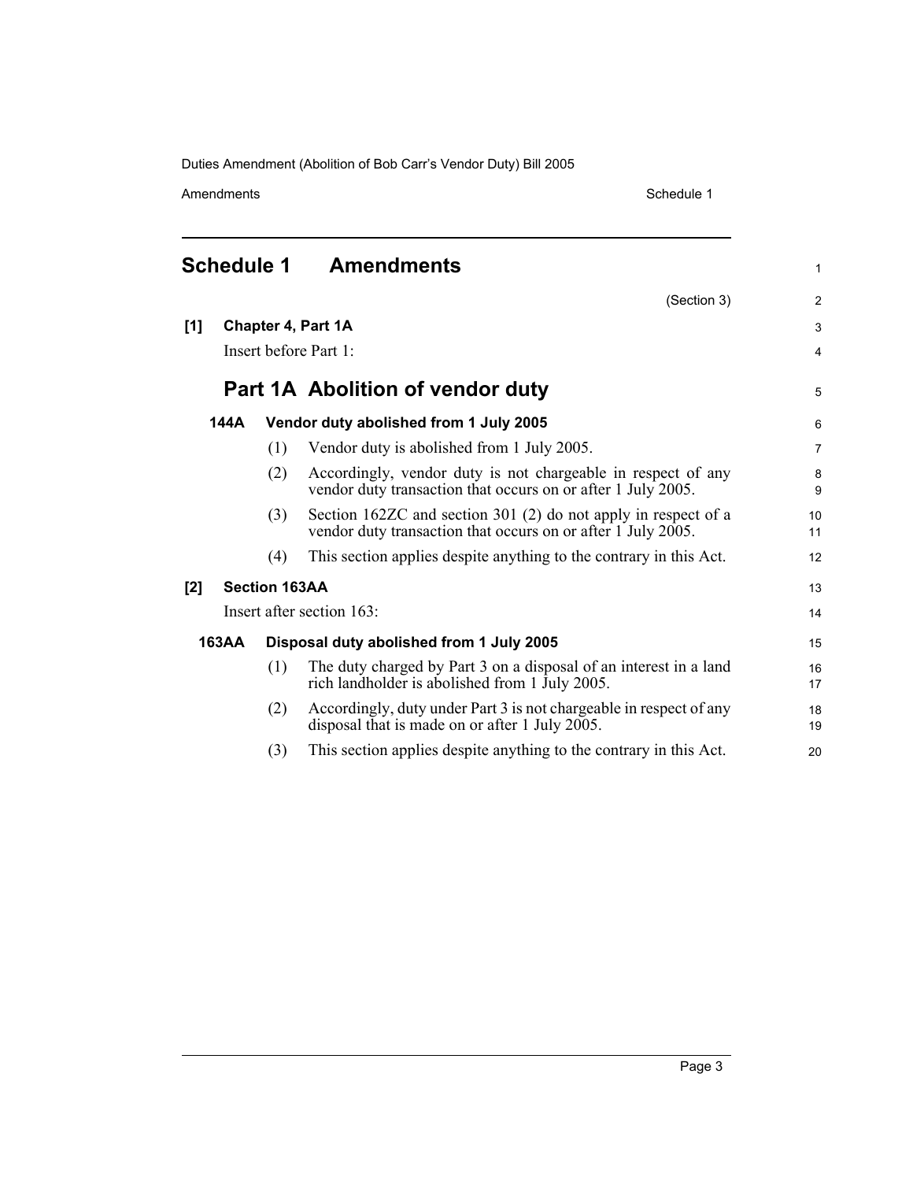# Schedule 1 Amendments

(Section 3)

**[1] Chapter 4, Part 1A**

Insert before Part 1:

## Part 1A Abolition of vendor duty

**144A Vendor duty abolished from 1 July 2005**

(1) Vendor duty is abolished from 1 July 2005.

(2) Accordingly, vendor duty is not chargeable in respect of any vendor duty transaction that occurs on or after 1 July 2005.

(3) Section 162ZC and section 301 (2) do not apply in respect of a vendor duty transaction that occurs on or after 1 July 2005.

(4) This section applies despite anything to the contrary in this Act.

**[2] Section 163AA**

Insert after section 163:

**163AA Disposal duty abolished from 1 July 2005**

(1) The duty charged by Part 3 on a disposal of an interest in a land rich landholder is abolished from 1 July 2005.

(2) Accordingly, duty under Part 3 is not chargeable in respect of any disposal that is made on or after 1 July 2005.

(3) This section applies despite anything to the contrary in this Act.